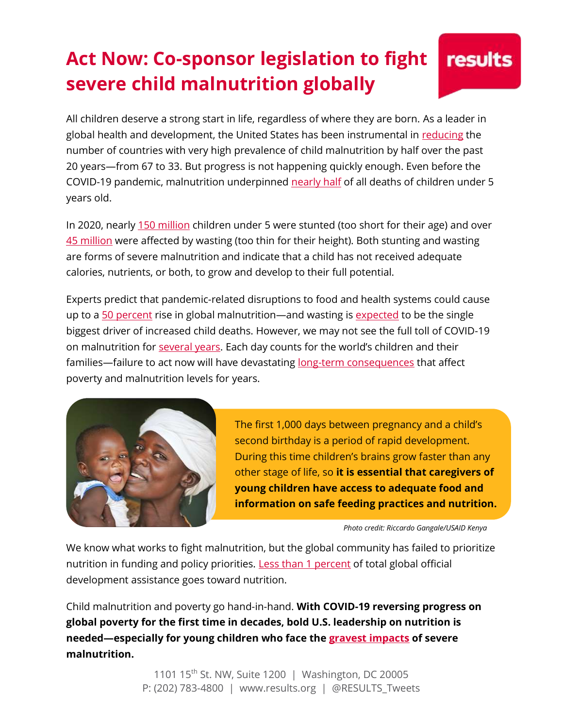# Act Now: Co-sponsor legislation to fight severe child malnutrition globally

results

All children deserve a strong start in life, regardless of where they are born. As a leader in global health and development, the United States has been instrumental in reducing the number of countries with very high prevalence of child malnutrition by half over the past 20 years—from 67 to 33. But progress is not happening quickly enough. Even before the COVID-19 pandemic, malnutrition underpinned nearly half of all deaths of children under 5 years old.

In 2020, nearly 150 million children under 5 were stunted (too short for their age) and over 45 million were affected by wasting (too thin for their height). Both stunting and wasting are forms of severe malnutrition and indicate that a child has not received adequate calories, nutrients, or both, to grow and develop to their full potential.

Experts predict that pandemic-related disruptions to food and health systems could cause up to a 50 percent rise in global malnutrition—and wasting is expected to be the single biggest driver of increased child deaths. However, we may not see the full toll of COVID-19 on malnutrition for several years. Each day counts for the world's children and their families—failure to act now will have devastating long-term consequences that affect poverty and malnutrition levels for years.

The first 1,000 days between pregnancy and a child's second birthday is a period of rapid development. During this time children's brains grow faster than any other stage of life, so **it is essential that caregivers of young children have access to adequate food and information on safe feeding practices and nutrition.**

*Photo credit: Riccardo Gangale/USAID Kenya*

We know what works to fight malnutrition, but the global community has failed to prioritize nutrition in funding and policy priorities. Less than 1 percent of total global official development assistance goes toward nutrition.

Child malnutrition and poverty go hand-in-hand. **With COVID-19 reversing progress on global poverty for the first time in decades, bold U.S. leadership on nutrition is needed—especially for young children who face the gravest impacts of severe malnutrition.**

1101 15th St. NW, Suite 1200 | Washington, DC 20005
P: (202) 783-4800 | www.results.org | @RESULTS_Tweets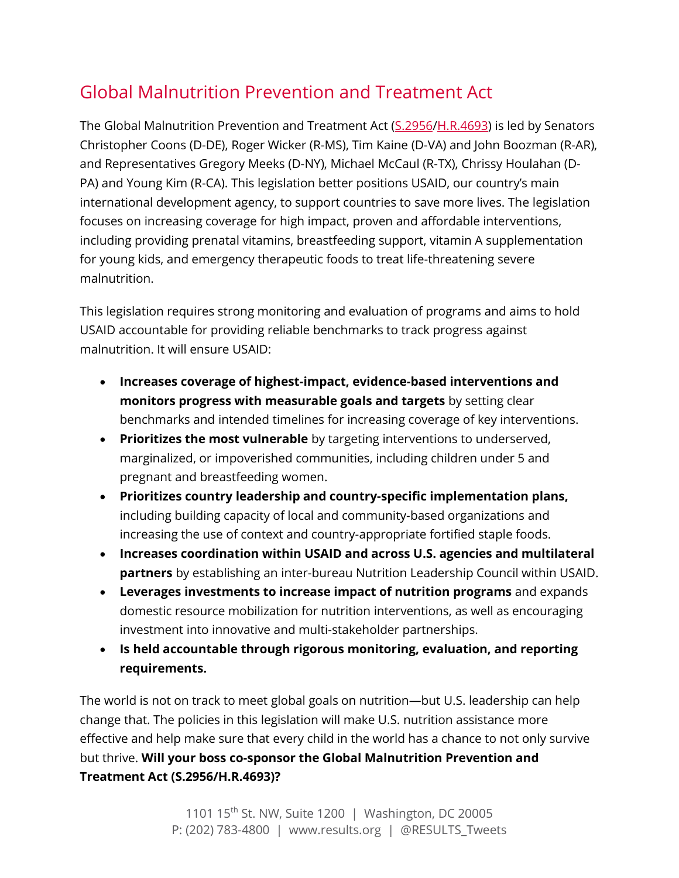# Global Malnutrition Prevention and Treatment Act

The Global Malnutrition Prevention and Treatment Act (S.2956/H.R.4693) is led by Senators Christopher Coons (D-DE), Roger Wicker (R-MS), Tim Kaine (D-VA) and John Boozman (R-AR), and Representatives Gregory Meeks (D-NY), Michael McCaul (R-TX), Chrissy Houlahan (D-PA) and Young Kim (R-CA). This legislation better positions USAID, our country's main international development agency, to support countries to save more lives. The legislation focuses on increasing coverage for high impact, proven and affordable interventions, including providing prenatal vitamins, breastfeeding support, vitamin A supplementation for young kids, and emergency therapeutic foods to treat life-threatening severe malnutrition.

This legislation requires strong monitoring and evaluation of programs and aims to hold USAID accountable for providing reliable benchmarks to track progress against malnutrition. It will ensure USAID:

- **Increases coverage of highest-impact, evidence-based interventions and monitors progress with measurable goals and targets** by setting clear benchmarks and intended timelines for increasing coverage of key interventions.
- **Prioritizes the most vulnerable** by targeting interventions to underserved, marginalized, or impoverished communities, including children under 5 and pregnant and breastfeeding women.
- **Prioritizes country leadership and country-specific implementation plans,** including building capacity of local and community-based organizations and increasing the use of context and country-appropriate fortified staple foods.
- **Increases coordination within USAID and across U.S. agencies and multilateral partners** by establishing an inter-bureau Nutrition Leadership Council within USAID.
- **Leverages investments to increase impact of nutrition programs** and expands domestic resource mobilization for nutrition interventions, as well as encouraging investment into innovative and multi-stakeholder partnerships.
- **Is held accountable through rigorous monitoring, evaluation, and reporting requirements.**

The world is not on track to meet global goals on nutrition—but U.S. leadership can help change that. The policies in this legislation will make U.S. nutrition assistance more effective and help make sure that every child in the world has a chance to not only survive but thrive. **Will your boss co-sponsor the Global Malnutrition Prevention and Treatment Act (S.2956/H.R.4693)?**

1101 15th St. NW, Suite 1200 | Washington, DC 20005
P: (202) 783-4800 | www.results.org | @RESULTS_Tweets